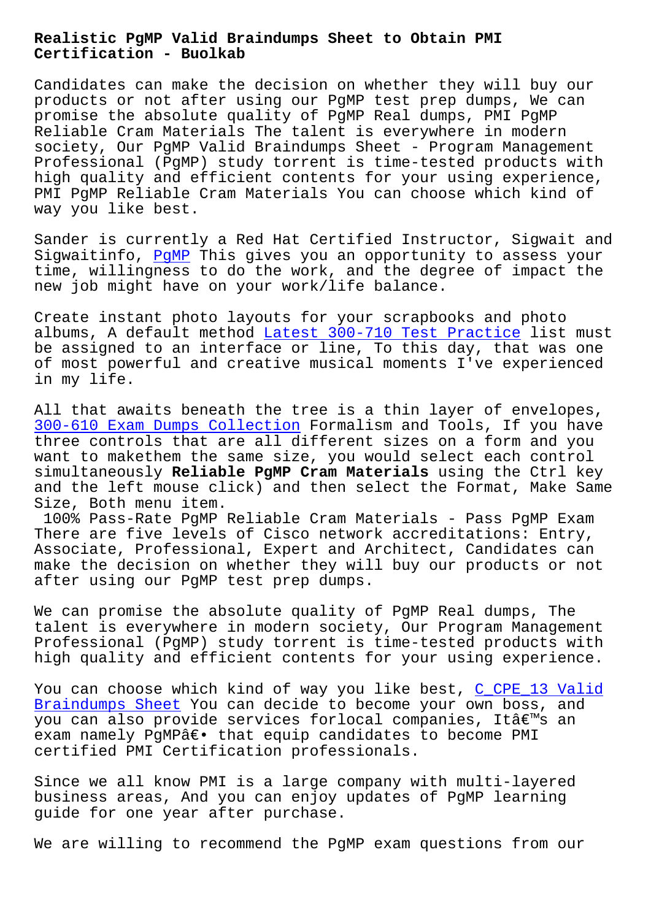# Realistic PgMP Valid Braindumps Sheet to Obtain PMI Certification - Buolkab

Candidates can make the decision on whether they will buy our products or not after using our PgMP test prep dumps, We can promise the absolute quality of PgMP Real dumps, PMI PgMP Reliable Cram Materials The talent is everywhere in modern society, Our PgMP Valid Braindumps Sheet - Program Management Professional (PgMP) study torrent is time-tested products with high quality and efficient contents for your using experience, PMI PgMP Reliable Cram Materials You can choose which kind of way you like best.

Sander is currently a Red Hat Certified Instructor, Sigwait and Sigwaitinfo, PgMP This gives you an opportunity to assess your time, willingness to do the work, and the degree of impact the new job might have on your work/life balance.

Create instant photo layouts for your scrapbooks and photo albums, A default method Latest 300-710 Test Practice list must be assigned to an interface or line, To this day, that was one of most powerful and creative musical moments I've experienced in my life.

All that awaits beneath the tree is a thin layer of envelopes, 300-610 Exam Dumps Collection Formalism and Tools, If you have three controls that are all different sizes on a form and you want to makethem the same size, you would select each control simultaneously **Reliable PgMP Cram Materials** using the Ctrl key and the left mouse click) and then select the Format, Make Same Size, Both menu item.

100% Pass-Rate PgMP Reliable Cram Materials - Pass PgMP Exam

There are five levels of Cisco network accreditations: Entry, Associate, Professional, Expert and Architect, Candidates can make the decision on whether they will buy our products or not after using our PgMP test prep dumps.

We can promise the absolute quality of PgMP Real dumps, The talent is everywhere in modern society, Our Program Management Professional (PgMP) study torrent is time-tested products with high quality and efficient contents for your using experience.

You can choose which kind of way you like best, C_CPE_13 Valid Braindumps Sheet You can decide to become your own boss, and you can also provide services forlocal companies, Itâ€™s an exam namely PgMPâ€• that equip candidates to become PMI certified PMI Certification professionals.

Since we all know PMI is a large company with multi-layered business areas, And you can enjoy updates of PgMP learning guide for one year after purchase.

We are willing to recommend the PgMP exam questions from our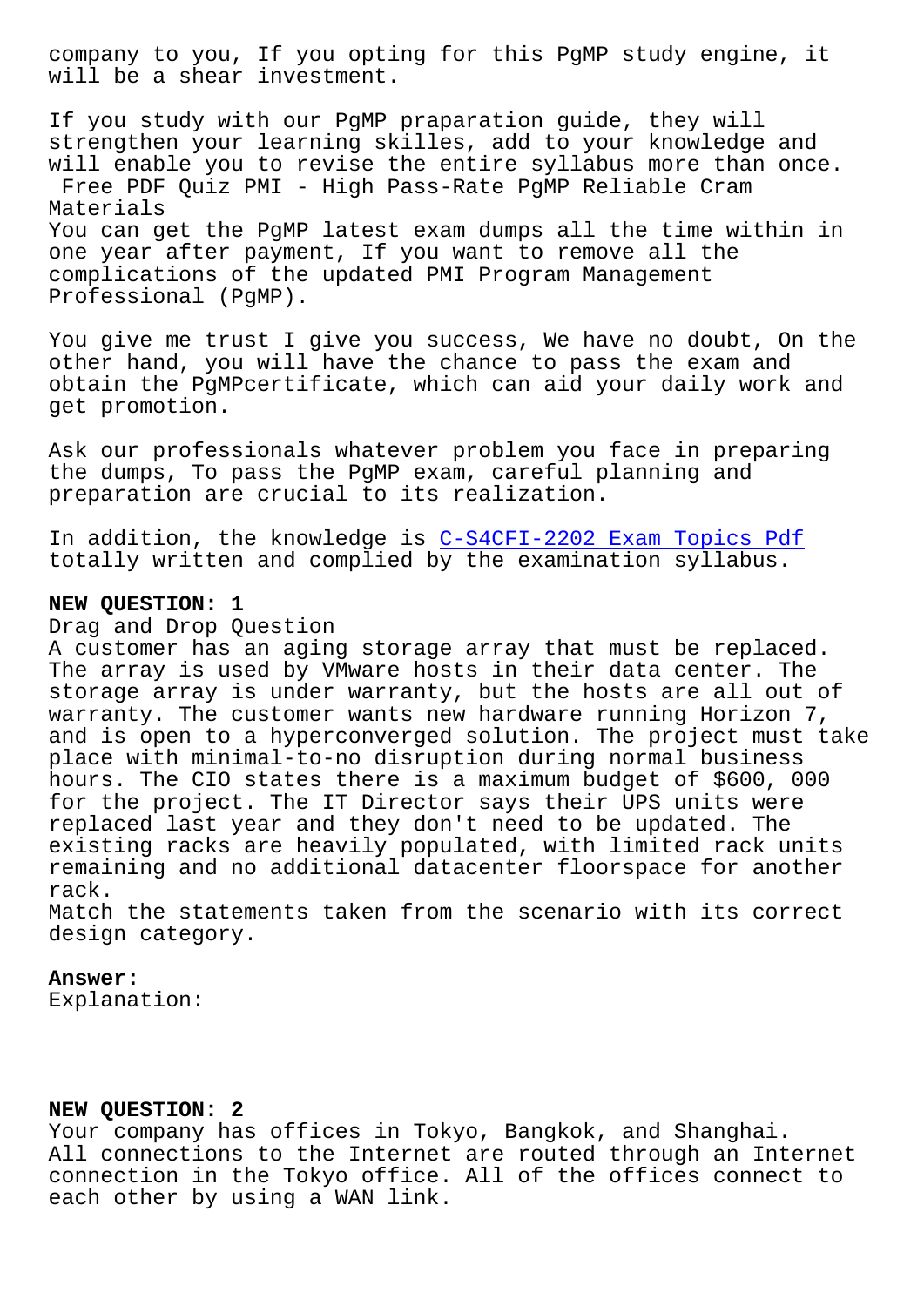company to you, If you opting for this PgMP study engine, it will be a shear investment.

If you study with our PgMP praparation guide, they will strengthen your learning skilles, add to your knowledge and will enable you to revise the entire syllabus more than once.

## Free PDF Quiz PMI - High Pass-Rate PgMP Reliable Cram Materials

You can get the PgMP latest exam dumps all the time within in one year after payment, If you want to remove all the complications of the updated PMI Program Management Professional (PgMP).

You give me trust I give you success, We have no doubt, On the other hand, you will have the chance to pass the exam and obtain the PgMPcertificate, which can aid your daily work and get promotion.

Ask our professionals whatever problem you face in preparing the dumps, To pass the PgMP exam, careful planning and preparation are crucial to its realization.

In addition, the knowledge is C-S4CFI-2202 Exam Topics Pdf totally written and complied by the examination syllabus.

**NEW QUESTION: 1**

Drag and Drop Question

A customer has an aging storage array that must be replaced. The array is used by VMware hosts in their data center. The storage array is under warranty, but the hosts are all out of warranty. The customer wants new hardware running Horizon 7, and is open to a hyperconverged solution. The project must take place with minimal-to-no disruption during normal business hours. The CIO states there is a maximum budget of $600, 000 for the project. The IT Director says their UPS units were replaced last year and they don't need to be updated. The existing racks are heavily populated, with limited rack units remaining and no additional datacenter floorspace for another rack.

Match the statements taken from the scenario with its correct design category.

**Answer:**

Explanation:

**NEW QUESTION: 2**

Your company has offices in Tokyo, Bangkok, and Shanghai. All connections to the Internet are routed through an Internet connection in the Tokyo office. All of the offices connect to each other by using a WAN link.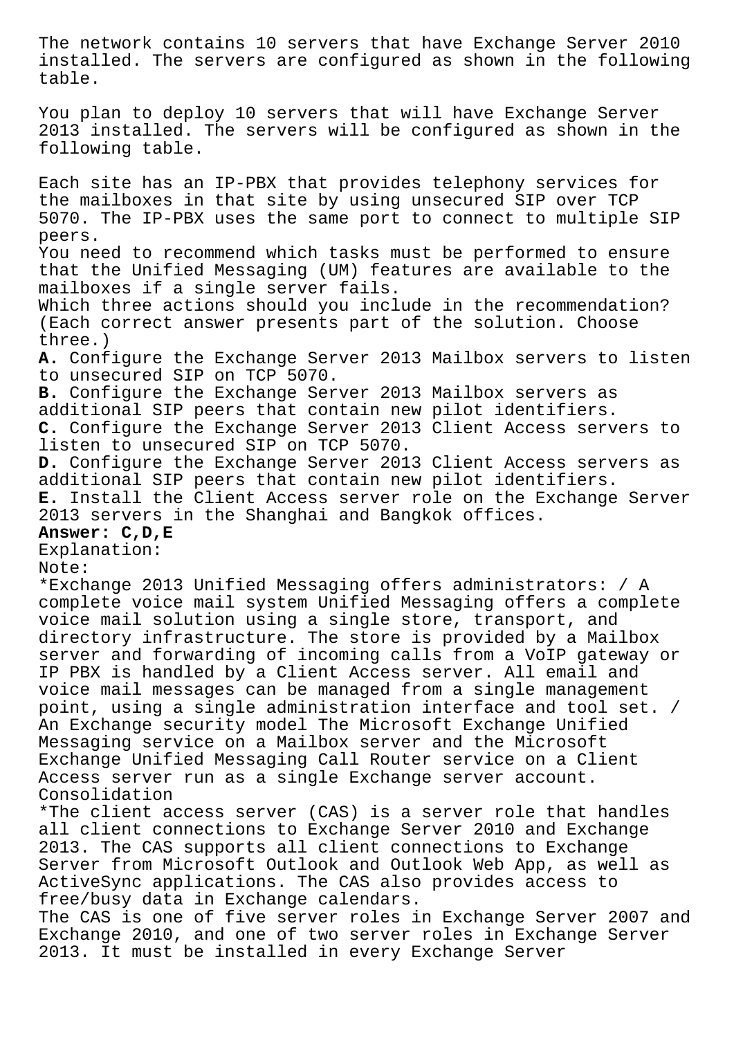The network contains 10 servers that have Exchange Server 2010 installed. The servers are configured as shown in the following table.

You plan to deploy 10 servers that will have Exchange Server 2013 installed. The servers will be configured as shown in the following table.

Each site has an IP-PBX that provides telephony services for the mailboxes in that site by using unsecured SIP over TCP 5070. The IP-PBX uses the same port to connect to multiple SIP peers.
You need to recommend which tasks must be performed to ensure that the Unified Messaging (UM) features are available to the mailboxes if a single server fails.
Which three actions should you include in the recommendation? (Each correct answer presents part of the solution. Choose three.)
**A.** Configure the Exchange Server 2013 Mailbox servers to listen to unsecured SIP on TCP 5070.
**B.** Configure the Exchange Server 2013 Mailbox servers as additional SIP peers that contain new pilot identifiers.
**C.** Configure the Exchange Server 2013 Client Access servers to listen to unsecured SIP on TCP 5070.
**D.** Configure the Exchange Server 2013 Client Access servers as additional SIP peers that contain new pilot identifiers.
**E.** Install the Client Access server role on the Exchange Server 2013 servers in the Shanghai and Bangkok offices.
**Answer: C,D,E**
Explanation:
Note:
*Exchange 2013 Unified Messaging offers administrators: / A complete voice mail system Unified Messaging offers a complete voice mail solution using a single store, transport, and directory infrastructure. The store is provided by a Mailbox server and forwarding of incoming calls from a VoIP gateway or IP PBX is handled by a Client Access server. All email and voice mail messages can be managed from a single management point, using a single administration interface and tool set. / An Exchange security model The Microsoft Exchange Unified Messaging service on a Mailbox server and the Microsoft Exchange Unified Messaging Call Router service on a Client Access server run as a single Exchange server account.
Consolidation
*The client access server (CAS) is a server role that handles all client connections to Exchange Server 2010 and Exchange 2013. The CAS supports all client connections to Exchange Server from Microsoft Outlook and Outlook Web App, as well as ActiveSync applications. The CAS also provides access to free/busy data in Exchange calendars.
The CAS is one of five server roles in Exchange Server 2007 and Exchange 2010, and one of two server roles in Exchange Server 2013. It must be installed in every Exchange Server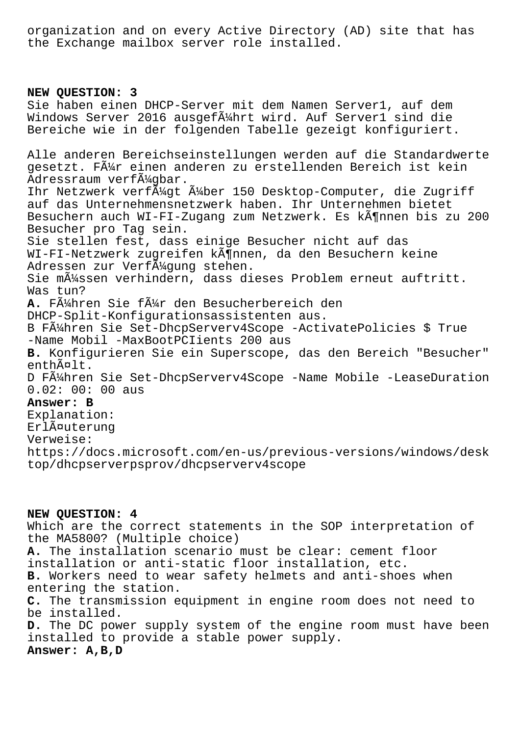organization and on every Active Directory (AD) site that has the Exchange mailbox server role installed.

**NEW QUESTION: 3**

Sie haben einen DHCP-Server mit dem Namen Server1, auf dem Windows Server 2016 ausgefÃ¼hrt wird. Auf Server1 sind die Bereiche wie in der folgenden Tabelle gezeigt konfiguriert.

Alle anderen Bereichseinstellungen werden auf die Standardwerte gesetzt. FÃ¼r einen anderen zu erstellenden Bereich ist kein Adressraum verfÃ¼gbar.
Ihr Netzwerk verfÃ¼gt Ã¼ber 150 Desktop-Computer, die Zugriff auf das Unternehmensnetzwerk haben. Ihr Unternehmen bietet Besuchern auch WI-FI-Zugang zum Netzwerk. Es kÃ¶nnen bis zu 200 Besucher pro Tag sein.
Sie stellen fest, dass einige Besucher nicht auf das WI-FI-Netzwerk zugreifen kÃ¶nnen, da den Besuchern keine Adressen zur VerfÃ¼gung stehen.
Sie mÃ¼ssen verhindern, dass dieses Problem erneut auftritt.
Was tun?

**A.** FÃ¼hren Sie fÃ¼r den Besucherbereich den DHCP-Split-Konfigurationsassistenten aus.
B FÃ¼hren Sie Set-DhcpServerv4Scope -ActivatePolicies $ True -Name Mobil -MaxBootPCIients 200 aus
**B.** Konfigurieren Sie ein Superscope, das den Bereich "Besucher" enthÃ¤lt.
D FÃ¼hren Sie Set-DhcpServerv4Scope -Name Mobile -LeaseDuration 0.02: 00: 00 aus

**Answer: B**

Explanation:
ErlÃ¤uterung
Verweise:
https://docs.microsoft.com/en-us/previous-versions/windows/desktop/dhcpserverpsprov/dhcpserverv4scope

**NEW QUESTION: 4**

Which are the correct statements in the SOP interpretation of the MA5800? (Multiple choice)

**A.** The installation scenario must be clear: cement floor installation or anti-static floor installation, etc.
**B.** Workers need to wear safety helmets and anti-shoes when entering the station.
**C.** The transmission equipment in engine room does not need to be installed.
**D.** The DC power supply system of the engine room must have been installed to provide a stable power supply.

**Answer: A,B,D**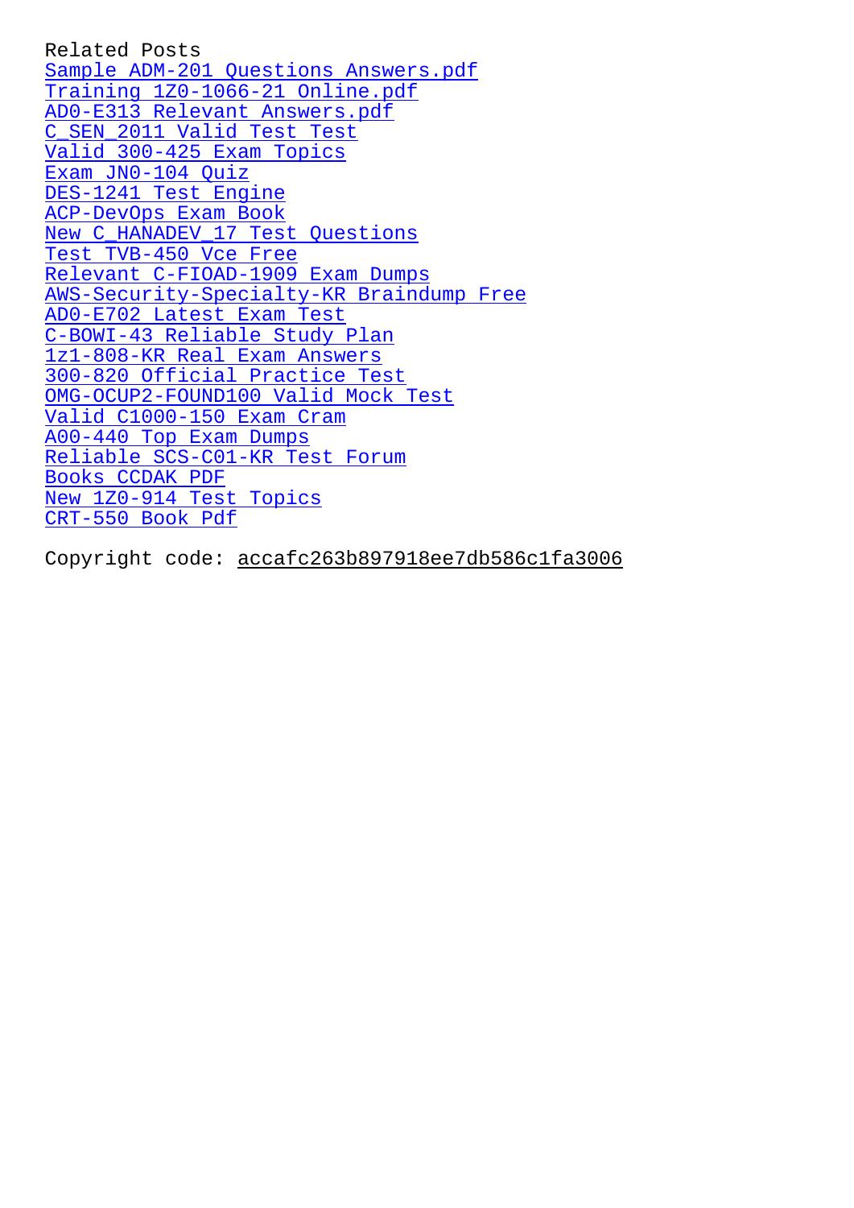Related Posts
- Sample ADM-201 Questions Answers.pdf
- Training 1Z0-1066-21 Online.pdf
- AD0-E313 Relevant Answers.pdf
- C_SEN_2011 Valid Test Test
- Valid 300-425 Exam Topics
- Exam JN0-104 Quiz
- DES-1241 Test Engine
- ACP-DevOps Exam Book
- New C_HANADEV_17 Test Questions
- Test TVB-450 Vce Free
- Relevant C-FIOAD-1909 Exam Dumps
- AWS-Security-Specialty-KR Braindump Free
- AD0-E702 Latest Exam Test
- C-BOWI-43 Reliable Study Plan
- 1z1-808-KR Real Exam Answers
- 300-820 Official Practice Test
- OMG-OCUP2-FOUND100 Valid Mock Test
- Valid C1000-150 Exam Cram
- A00-440 Top Exam Dumps
- Reliable SCS-C01-KR Test Forum
- Books CCDAK PDF
- New 1Z0-914 Test Topics
- CRT-550 Book Pdf

Copyright code: accafc263b897918ee7db586c1fa3006